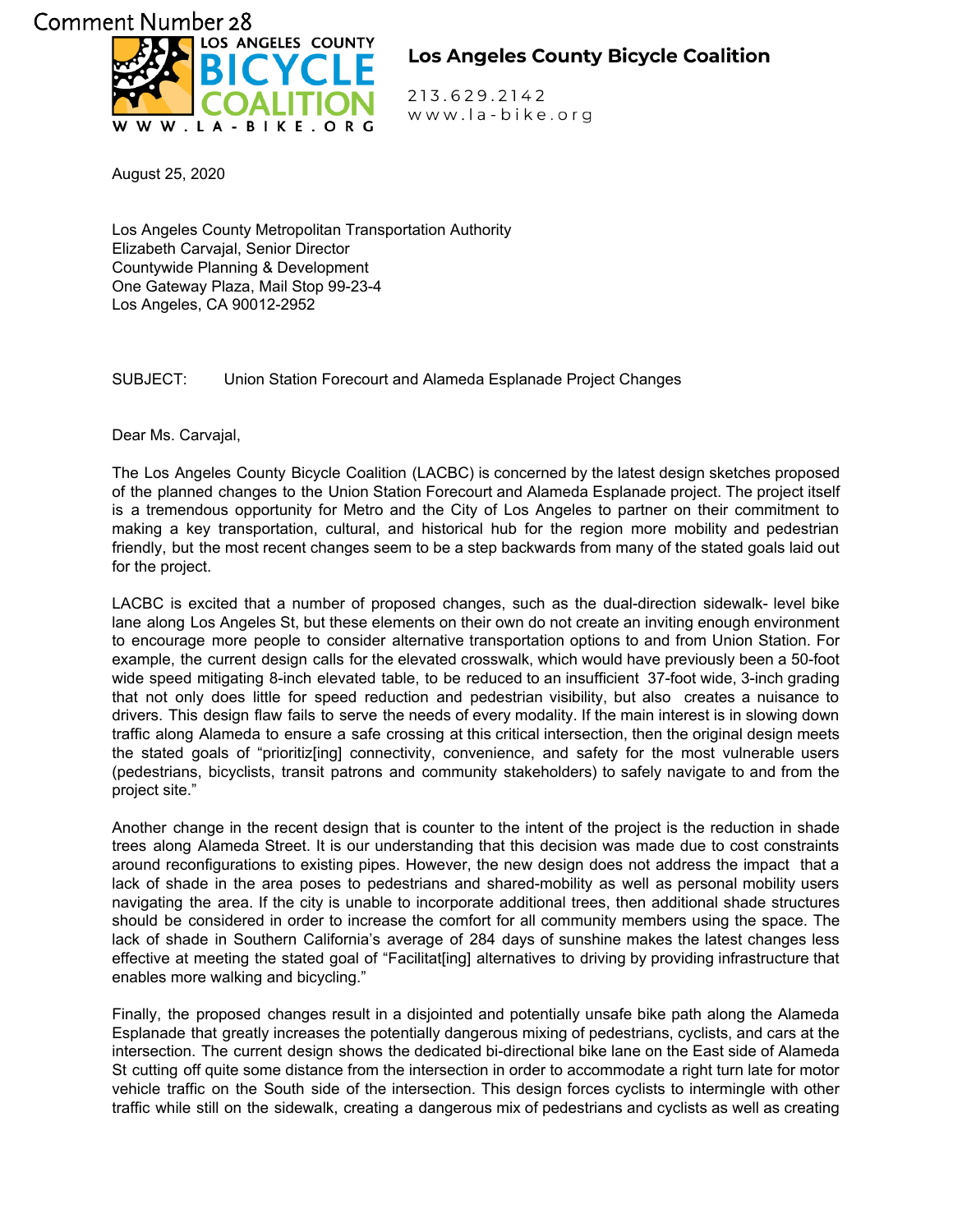Comment Number 28

**Los Angeles County Bicycle Coalition**

213.629.2142
www.la-bike.org

August 25, 2020

Los Angeles County Metropolitan Transportation Authority
Elizabeth Carvajal, Senior Director
Countywide Planning & Development
One Gateway Plaza, Mail Stop 99-23-4
Los Angeles, CA 90012-2952

SUBJECT: Union Station Forecourt and Alameda Esplanade Project Changes

Dear Ms. Carvajal,

The Los Angeles County Bicycle Coalition (LACBC) is concerned by the latest design sketches proposed of the planned changes to the Union Station Forecourt and Alameda Esplanade project. The project itself is a tremendous opportunity for Metro and the City of Los Angeles to partner on their commitment to making a key transportation, cultural, and historical hub for the region more mobility and pedestrian friendly, but the most recent changes seem to be a step backwards from many of the stated goals laid out for the project.

LACBC is excited that a number of proposed changes, such as the dual-direction sidewalk- level bike lane along Los Angeles St, but these elements on their own do not create an inviting enough environment to encourage more people to consider alternative transportation options to and from Union Station. For example, the current design calls for the elevated crosswalk, which would have previously been a 50-foot wide speed mitigating 8-inch elevated table, to be reduced to an insufficient 37-foot wide, 3-inch grading that not only does little for speed reduction and pedestrian visibility, but also creates a nuisance to drivers. This design flaw fails to serve the needs of every modality. If the main interest is in slowing down traffic along Alameda to ensure a safe crossing at this critical intersection, then the original design meets the stated goals of "prioritiz[ing] connectivity, convenience, and safety for the most vulnerable users (pedestrians, bicyclists, transit patrons and community stakeholders) to safely navigate to and from the project site."

Another change in the recent design that is counter to the intent of the project is the reduction in shade trees along Alameda Street. It is our understanding that this decision was made due to cost constraints around reconfigurations to existing pipes. However, the new design does not address the impact that a lack of shade in the area poses to pedestrians and shared-mobility as well as personal mobility users navigating the area. If the city is unable to incorporate additional trees, then additional shade structures should be considered in order to increase the comfort for all community members using the space. The lack of shade in Southern California's average of 284 days of sunshine makes the latest changes less effective at meeting the stated goal of "Facilitat[ing] alternatives to driving by providing infrastructure that enables more walking and bicycling."

Finally, the proposed changes result in a disjointed and potentially unsafe bike path along the Alameda Esplanade that greatly increases the potentially dangerous mixing of pedestrians, cyclists, and cars at the intersection. The current design shows the dedicated bi-directional bike lane on the East side of Alameda St cutting off quite some distance from the intersection in order to accommodate a right turn late for motor vehicle traffic on the South side of the intersection. This design forces cyclists to intermingle with other traffic while still on the sidewalk, creating a dangerous mix of pedestrians and cyclists as well as creating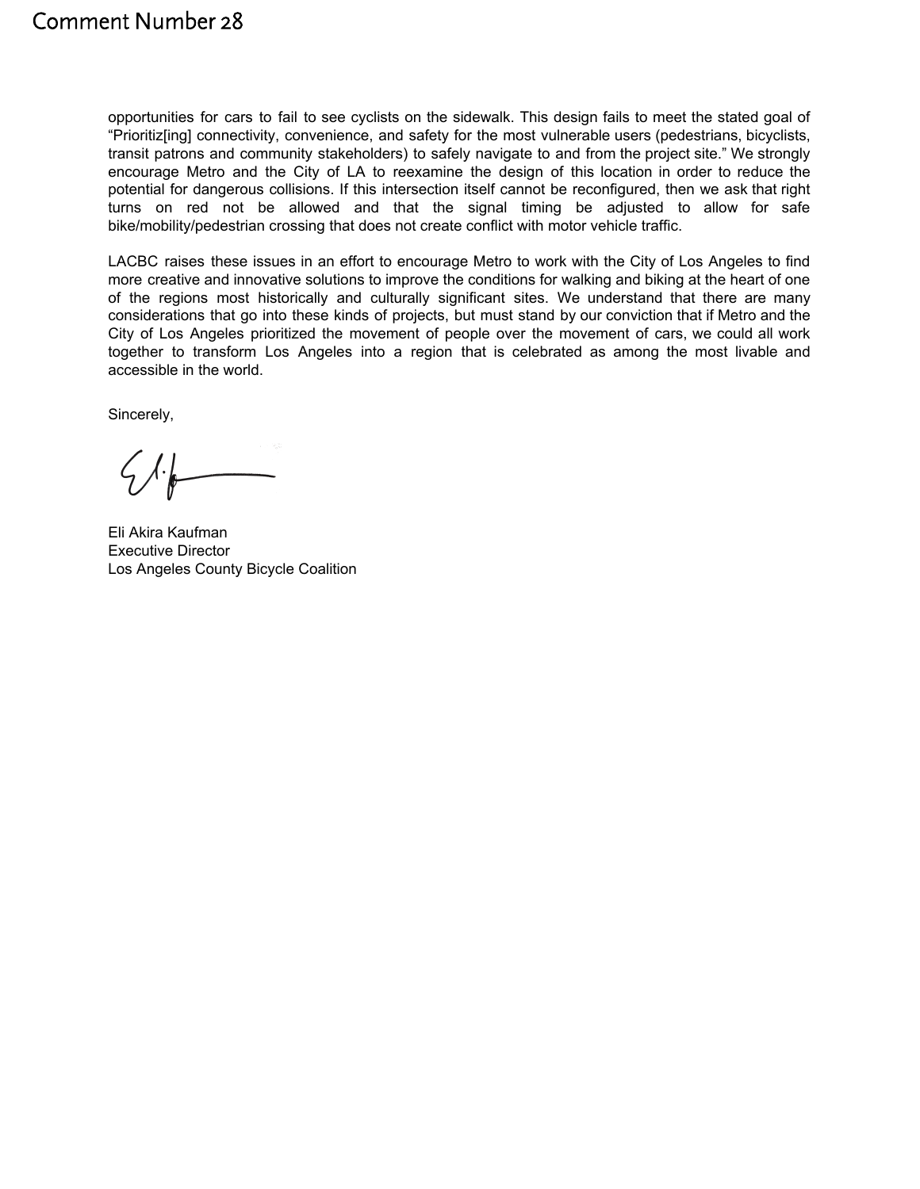opportunities for cars to fail to see cyclists on the sidewalk. This design fails to meet the stated goal of "Prioritiz[ing] connectivity, convenience, and safety for the most vulnerable users (pedestrians, bicyclists, transit patrons and community stakeholders) to safely navigate to and from the project site." We strongly encourage Metro and the City of LA to reexamine the design of this location in order to reduce the potential for dangerous collisions. If this intersection itself cannot be reconfigured, then we ask that right turns on red not be allowed and that the signal timing be adjusted to allow for safe bike/mobility/pedestrian crossing that does not create conflict with motor vehicle traffic.

LACBC raises these issues in an effort to encourage Metro to work with the City of Los Angeles to find more creative and innovative solutions to improve the conditions for walking and biking at the heart of one of the regions most historically and culturally significant sites. We understand that there are many considerations that go into these kinds of projects, but must stand by our conviction that if Metro and the City of Los Angeles prioritized the movement of people over the movement of cars, we could all work together to transform Los Angeles into a region that is celebrated as among the most livable and accessible in the world.

Sincerely,

Eli Akira Kaufman
Executive Director
Los Angeles County Bicycle Coalition